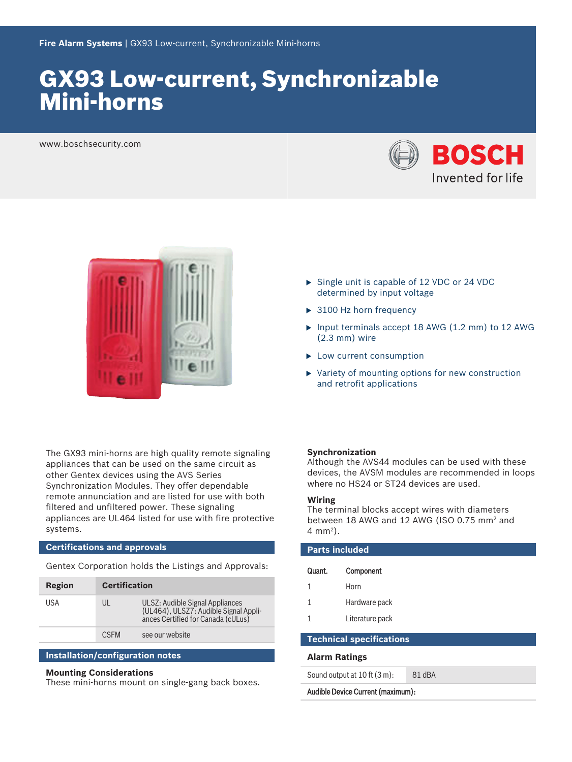Fire Alarm Systems | GX93 Low-current, Synchronizable Mini-horns

# GX93 Low-current, Synchronizable Mini-horns

www.boschsecurity.com

- Single unit is capable of 12 VDC or 24 VDC determined by input voltage
- 3100 Hz horn frequency
- Input terminals accept 18 AWG (1.2 mm) to 12 AWG (2.3 mm) wire
- Low current consumption
- Variety of mounting options for new construction and retrofit applications

The GX93 mini-horns are high quality remote signaling appliances that can be used on the same circuit as other Gentex devices using the AVS Series Synchronization Modules. They offer dependable remote annunciation and are listed for use with both filtered and unfiltered power. These signaling appliances are UL464 listed for use with fire protective systems.

## Certifications and approvals

Gentex Corporation holds the Listings and Approvals:

| Region | Certification | |
|---|---|---|
| USA | UL | ULSZ: Audible Signal Appliances (UL464), ULSZ7: Audible Signal Appliances Certified for Canada (cULus) |
| | CSFM | see our website |

## Installation/configuration notes

### Mounting Considerations

These mini-horns mount on single-gang back boxes.

### Synchronization

Although the AVS44 modules can be used with these devices, the AVSM modules are recommended in loops where no HS24 or ST24 devices are used.

### Wiring

The terminal blocks accept wires with diameters between 18 AWG and 12 AWG (ISO 0.75 mm² and 4 mm²).

## Parts included

| Quant. | Component |
|---|---|
| 1 | Horn |
| 1 | Hardware pack |
| 1 | Literature pack |

## Technical specifications

### Alarm Ratings

| | |
|---|---|
| Sound output at 10 ft (3 m): | 81 dBA |

**Audible Device Current (maximum):**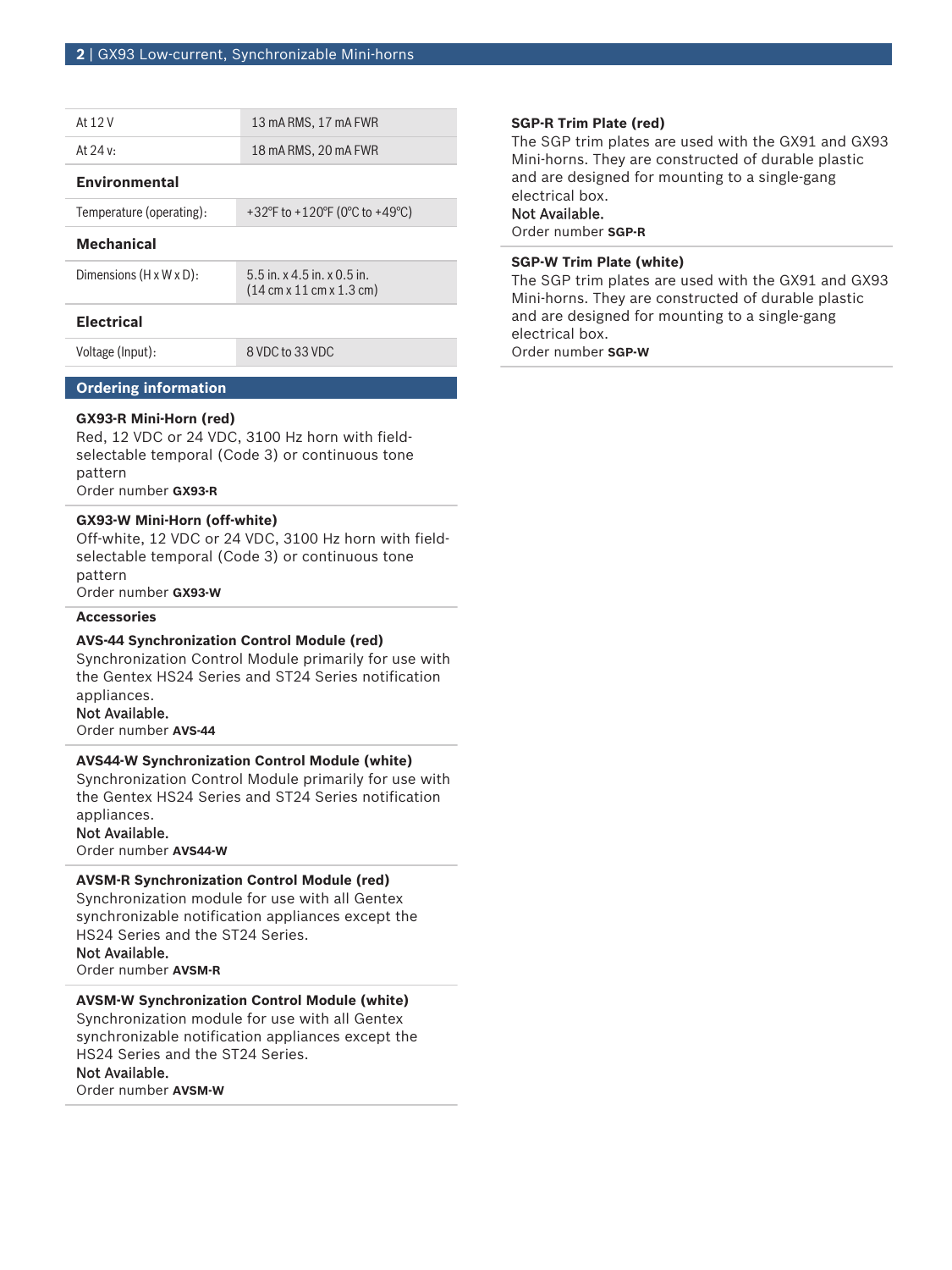| | |
|---|---|
| At 12 V | 13 mA RMS, 17 mA FWR |
| At 24 v: | 18 mA RMS, 20 mA FWR |

### Environmental

| | |
|---|---|
| Temperature (operating): | +32°F to +120°F (0°C to +49°C) |

### Mechanical

| | |
|---|---|
| Dimensions (H x W x D): | 5.5 in. x 4.5 in. x 0.5 in. (14 cm x 11 cm x 1.3 cm) |

### Electrical

| | |
|---|---|
| Voltage (Input): | 8 VDC to 33 VDC |

## Ordering information

**GX93-R Mini-Horn (red)**
Red, 12 VDC or 24 VDC, 3100 Hz horn with field-selectable temporal (Code 3) or continuous tone pattern
Order number **GX93-R**

**GX93-W Mini-Horn (off-white)**
Off-white, 12 VDC or 24 VDC, 3100 Hz horn with field-selectable temporal (Code 3) or continuous tone pattern
Order number **GX93-W**

### Accessories

**AVS-44 Synchronization Control Module (red)**
Synchronization Control Module primarily for use with the Gentex HS24 Series and ST24 Series notification appliances.
Not Available.
Order number **AVS-44**

**AVS44-W Synchronization Control Module (white)**
Synchronization Control Module primarily for use with the Gentex HS24 Series and ST24 Series notification appliances.
Not Available.
Order number **AVS44-W**

**AVSM-R Synchronization Control Module (red)**
Synchronization module for use with all Gentex synchronizable notification appliances except the HS24 Series and the ST24 Series.
Not Available.
Order number **AVSM-R**

**AVSM-W Synchronization Control Module (white)**
Synchronization module for use with all Gentex synchronizable notification appliances except the HS24 Series and the ST24 Series.
Not Available.
Order number **AVSM-W**

**SGP-R Trim Plate (red)**
The SGP trim plates are used with the GX91 and GX93 Mini-horns. They are constructed of durable plastic and are designed for mounting to a single-gang electrical box.
Not Available.
Order number **SGP-R**

**SGP-W Trim Plate (white)**
The SGP trim plates are used with the GX91 and GX93 Mini-horns. They are constructed of durable plastic and are designed for mounting to a single-gang electrical box.
Order number **SGP-W**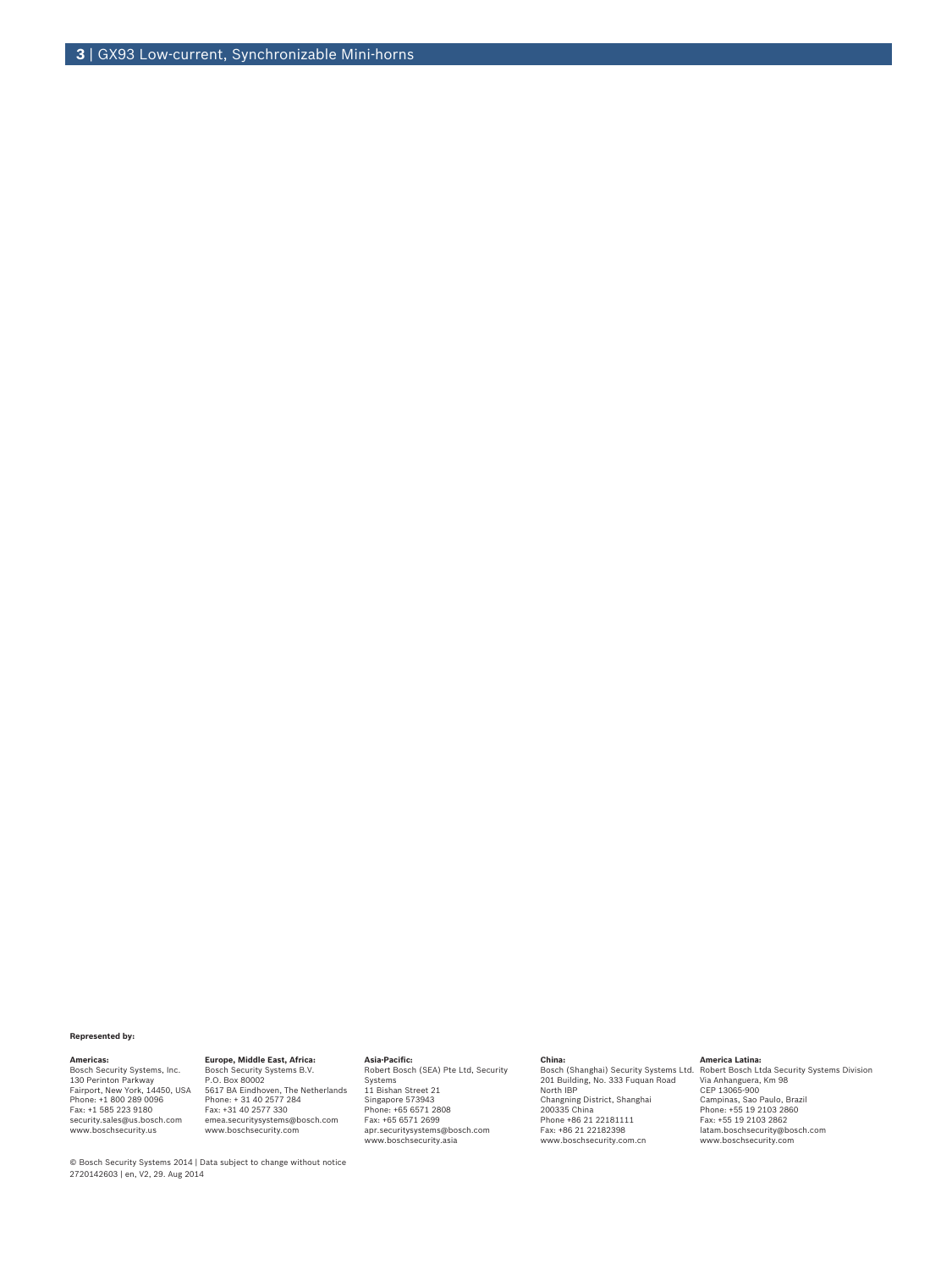**Represented by:**

**Americas:**
Bosch Security Systems, Inc.
130 Perinton Parkway
Fairport, New York, 14450, USA
Phone: +1 800 289 0096
Fax: +1 585 223 9180
security.sales@us.bosch.com
www.boschsecurity.us

**Europe, Middle East, Africa:**
Bosch Security Systems B.V.
P.O. Box 80002
5617 BA Eindhoven, The Netherlands
Phone: + 31 40 2577 284
Fax: +31 40 2577 330
emea.securitysystems@bosch.com
www.boschsecurity.com

**Asia-Pacific:**
Robert Bosch (SEA) Pte Ltd, Security Systems
11 Bishan Street 21
Singapore 573943
Phone: +65 6571 2808
Fax: +65 6571 2699
apr.securitysystems@bosch.com
www.boschsecurity.asia

**China:**
Bosch (Shanghai) Security Systems Ltd.
201 Building, No. 333 Fuquan Road
North IBP
Changning District, Shanghai
200335 China
Phone +86 21 22181111
Fax: +86 21 22182398
www.boschsecurity.com.cn

**America Latina:**
Robert Bosch Ltda Security Systems Division
Via Anhanguera, Km 98
CEP 13065-900
Campinas, Sao Paulo, Brazil
Phone: +55 19 2103 2860
Fax: +55 19 2103 2862
latam.boschsecurity@bosch.com
www.boschsecurity.com

© Bosch Security Systems 2014 | Data subject to change without notice
2720142603 | en, V2, 29. Aug 2014